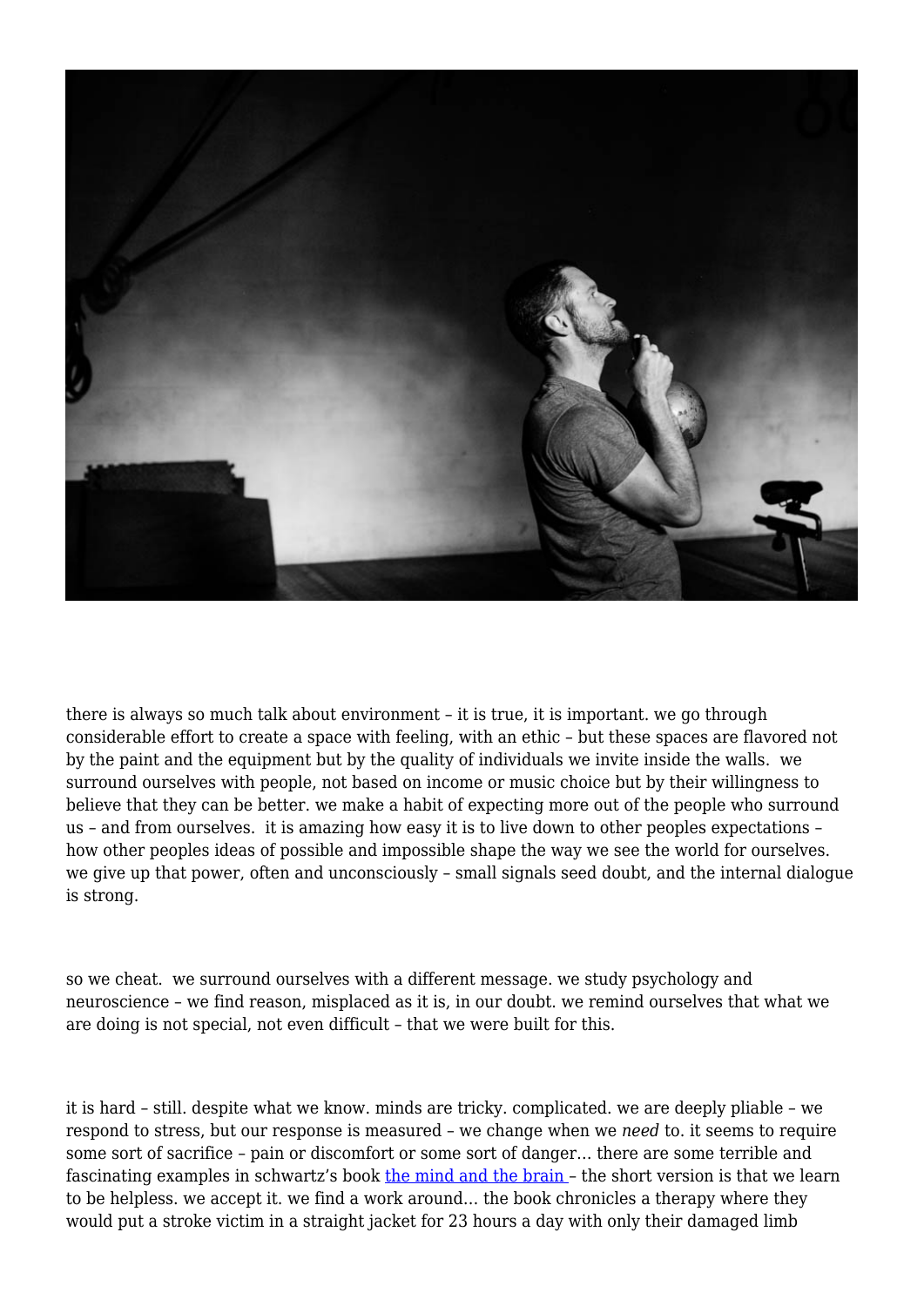there is always so much talk about environment – it is true, it is important. we go through considerable effort to create a space with feeling, with an ethic – but these spaces are flavored not by the paint and the equipment but by the quality of individuals we invite inside the walls.  we surround ourselves with people, not based on income or music choice but by their willingness to believe that they can be better. we make a habit of expecting more out of the people who surround us – and from ourselves.  it is amazing how easy it is to live down to other peoples expectations – how other peoples ideas of possible and impossible shape the way we see the world for ourselves. we give up that power, often and unconsciously – small signals seed doubt, and the internal dialogue is strong.

so we cheat.  we surround ourselves with a different message. we study psychology and neuroscience – we find reason, misplaced as it is, in our doubt. we remind ourselves that what we are doing is not special, not even difficult – that we were built for this.

it is hard – still. despite what we know. minds are tricky. complicated. we are deeply pliable – we respond to stress, but our response is measured – we change when we *need* to. it seems to require some sort of sacrifice – pain or discomfort or some sort of danger… there are some terrible and fascinating examples in schwartz's book [the mind and the brain] – the short version is that we learn to be helpless. we accept it. we find a work around… the book chronicles a therapy where they would put a stroke victim in a straight jacket for 23 hours a day with only their damaged limb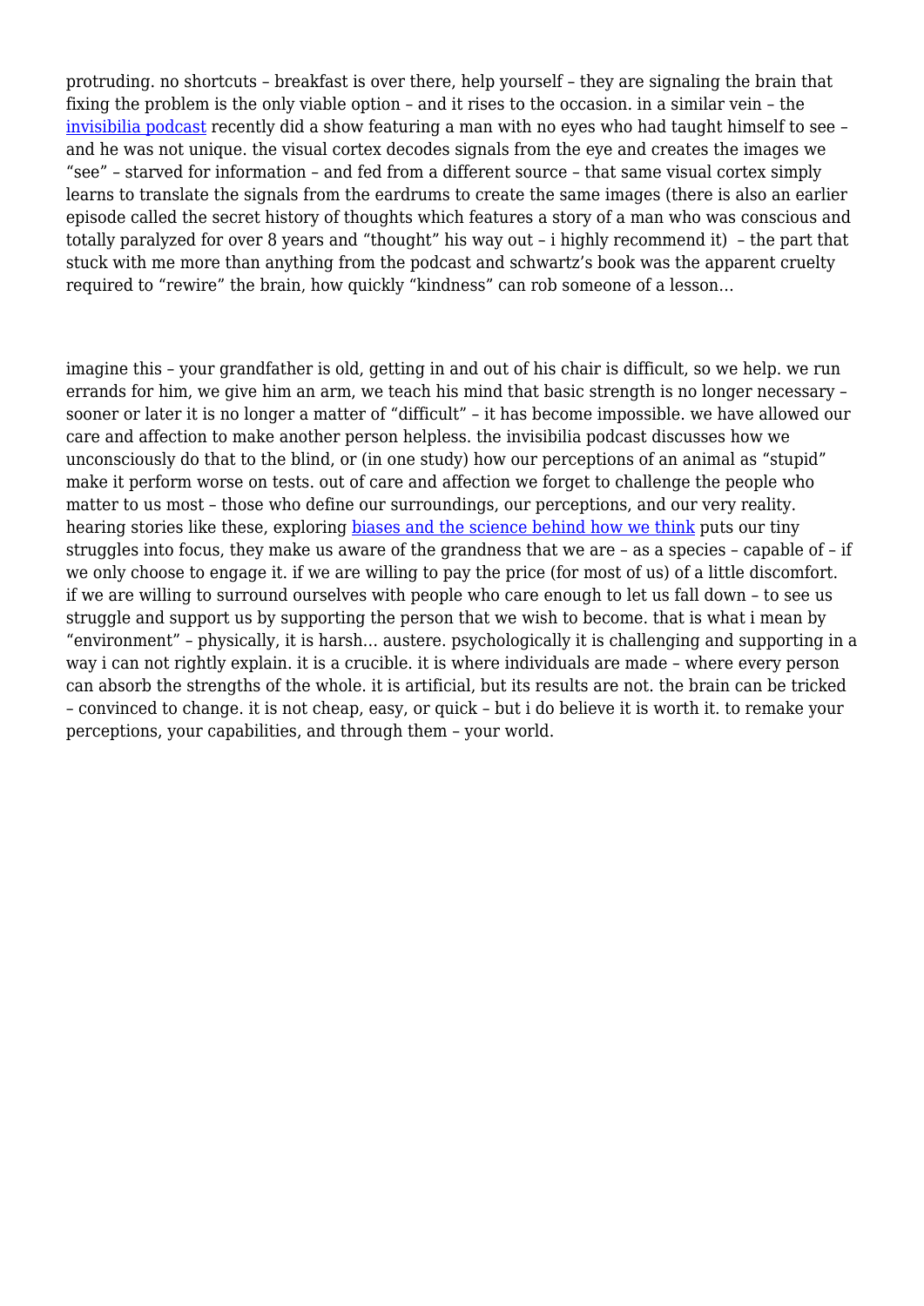protruding. no shortcuts – breakfast is over there, help yourself – they are signaling the brain that fixing the problem is the only viable option – and it rises to the occasion. in a similar vein – the [invisibilia podcast](#) recently did a show featuring a man with no eyes who had taught himself to see – and he was not unique. the visual cortex decodes signals from the eye and creates the images we "see" – starved for information – and fed from a different source – that same visual cortex simply learns to translate the signals from the eardrums to create the same images (there is also an earlier episode called the secret history of thoughts which features a story of a man who was conscious and totally paralyzed for over 8 years and "thought" his way out – i highly recommend it) – the part that stuck with me more than anything from the podcast and schwartz's book was the apparent cruelty required to "rewire" the brain, how quickly "kindness" can rob someone of a lesson…

imagine this – your grandfather is old, getting in and out of his chair is difficult, so we help. we run errands for him, we give him an arm, we teach his mind that basic strength is no longer necessary – sooner or later it is no longer a matter of "difficult" – it has become impossible. we have allowed our care and affection to make another person helpless. the invisibilia podcast discusses how we unconsciously do that to the blind, or (in one study) how our perceptions of an animal as "stupid" make it perform worse on tests. out of care and affection we forget to challenge the people who matter to us most – those who define our surroundings, our perceptions, and our very reality. hearing stories like these, exploring [biases and the science behind how we think](#) puts our tiny struggles into focus, they make us aware of the grandness that we are – as a species – capable of – if we only choose to engage it. if we are willing to pay the price (for most of us) of a little discomfort. if we are willing to surround ourselves with people who care enough to let us fall down – to see us struggle and support us by supporting the person that we wish to become. that is what i mean by "environment" – physically, it is harsh… austere. psychologically it is challenging and supporting in a way i can not rightly explain. it is a crucible. it is where individuals are made – where every person can absorb the strengths of the whole. it is artificial, but its results are not. the brain can be tricked – convinced to change. it is not cheap, easy, or quick – but i do believe it is worth it. to remake your perceptions, your capabilities, and through them – your world.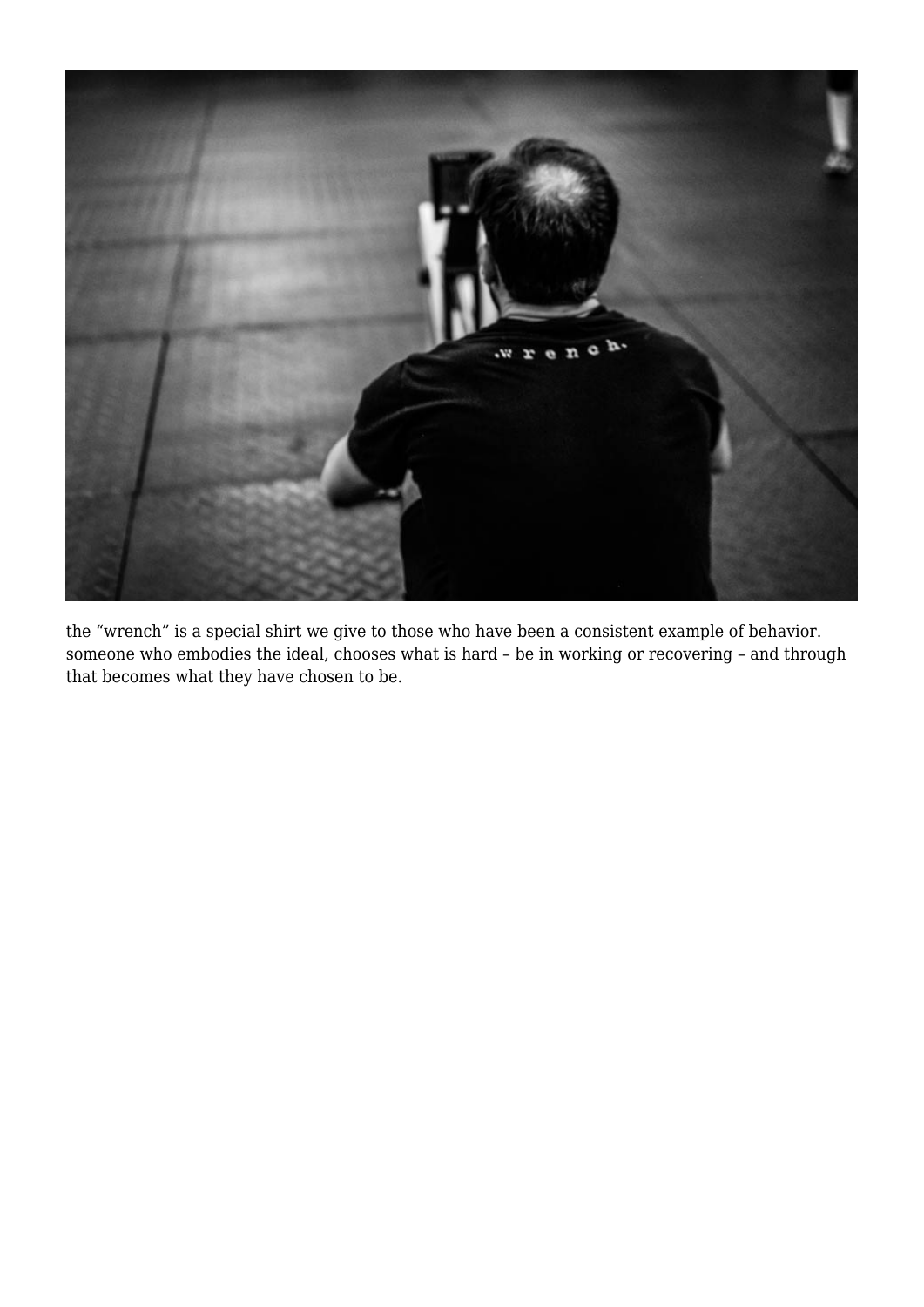the "wrench" is a special shirt we give to those who have been a consistent example of behavior. someone who embodies the ideal, chooses what is hard – be in working or recovering – and through that becomes what they have chosen to be.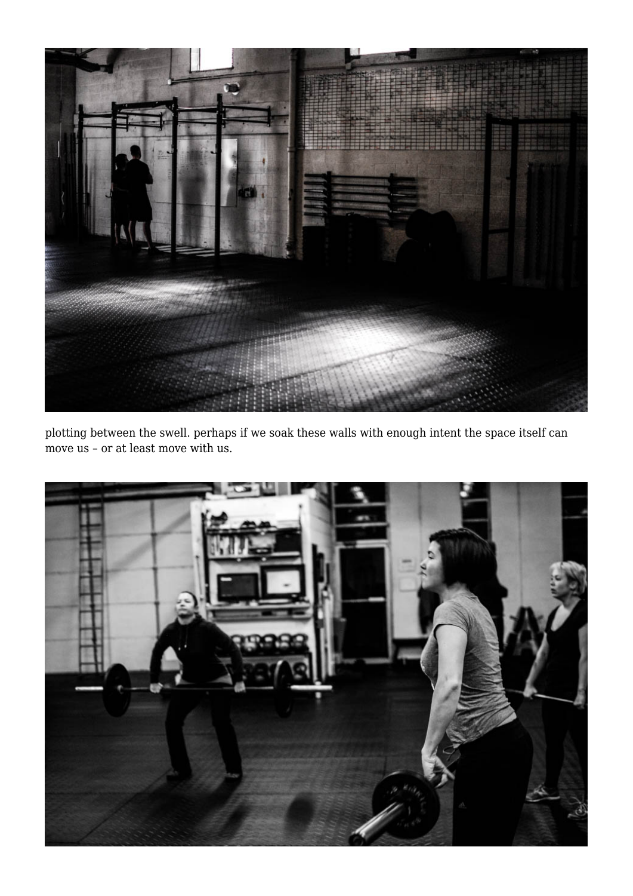plotting between the swell. perhaps if we soak these walls with enough intent the space itself can move us – or at least move with us.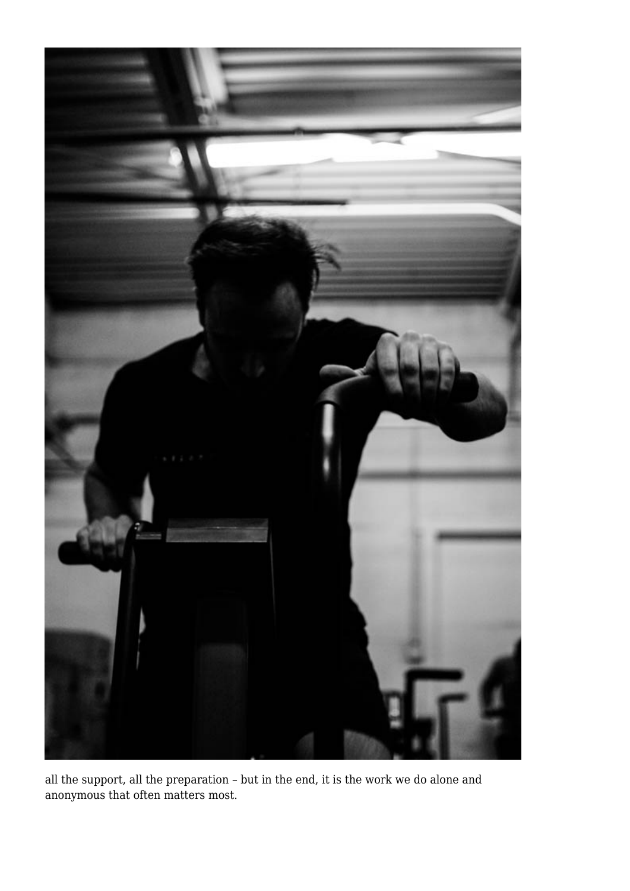all the support, all the preparation – but in the end, it is the work we do alone and anonymous that often matters most.